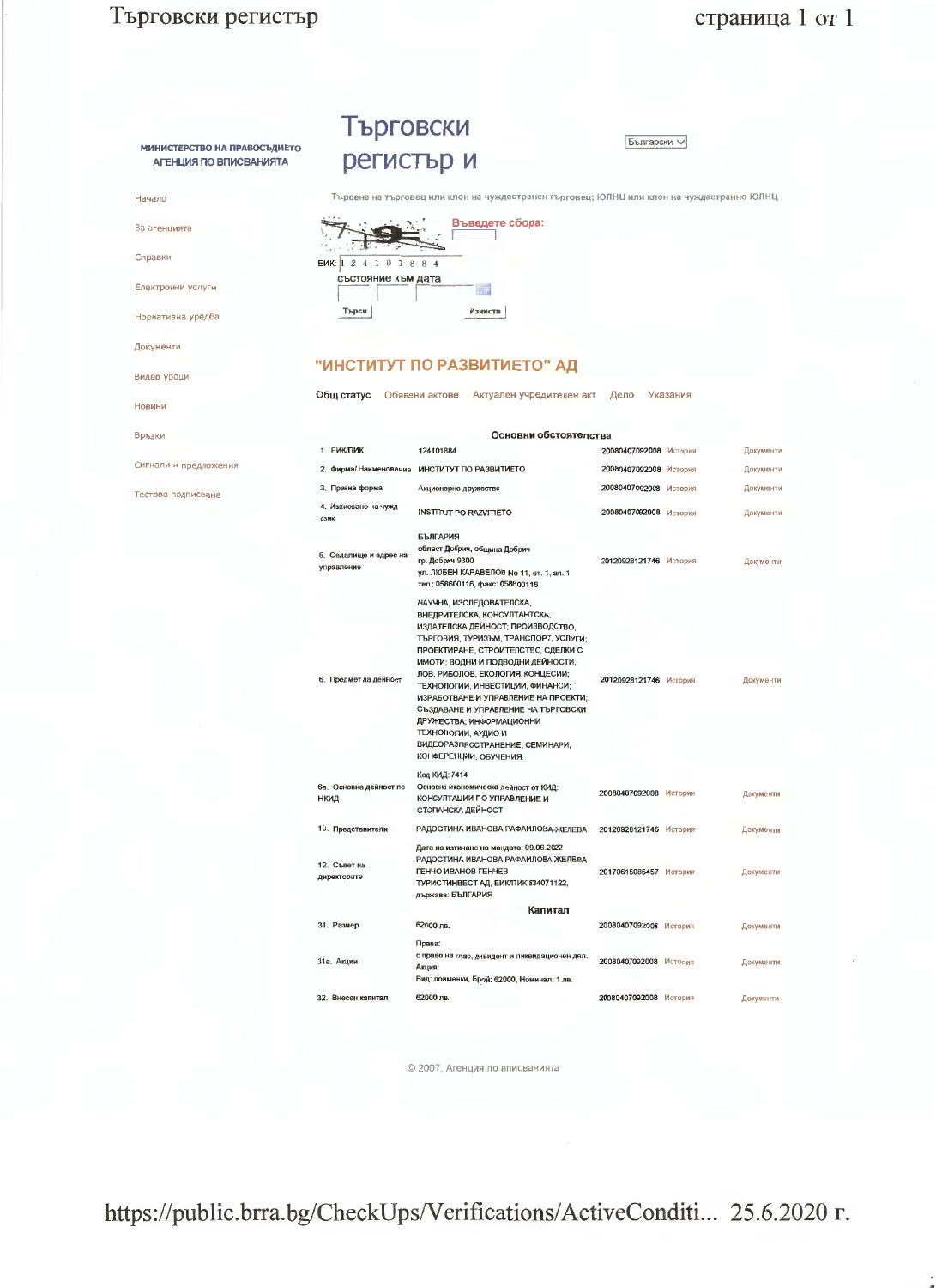МИНИСТЕРСТВО НА ПРАВОСЪДИЕТО
АГЕНЦИЯ ПО ВПИСВАНИЯТА

# Търговски регистър и

Български

- Начало
- За агенцията
- Справки
- Електронни услуги
- Нормативна уредба
- Документи
- Видео уроци
- Новини
- Връзки
- Сигнали и предложения
- Тестово подписване

Търсене на търговец или клон на чуждестранен търговец; ЮЛНЦ или клон на чуждестранно ЮЛНЦ

Въведете сбора:

ЕИК: 124101884

състояние към дата

Търси | Изчисти

## "ИНСТИТУТ ПО РАЗВИТИЕТО" АД

Общ статус | Обявени актове | Актуален учредителен акт | Дело | Указания

### Основни обстоятелства

| | | | | |
|---|---|---|---|---|
| 1. ЕИК/ПИК | 124101884 | 20080407092008 | История | Документи |
| 2. Фирма/ Наименование | ИНСТИТУТ ПО РАЗВИТИЕТО | 20080407092008 | История | Документи |
| 3. Правна форма | Акционерно дружество | 20080407092008 | История | Документи |
| 4. Изписване на чужд език | INSTITUT PO RAZVITIETO | 20080407092008 | История | Документи |
| 5. Седалище и адрес на управление | БЪЛГАРИЯ<br>област Добрич, община Добрич<br>гр. Добрич 9300<br>ул. ЛЮБЕН КАРАВЕЛОВ No 11, ет. 1, ап. 1<br>тел.: 058600116, факс: 058600116 | 20120928121746 | История | Документи |
| 6. Предмет на дейност | НАУЧНА, ИЗСЛЕДОВАТЕЛСКА, ВНЕДРИТЕЛСКА, КОНСУЛТАНТСКА, ИЗДАТЕЛСКА ДЕЙНОСТ; ПРОИЗВОДСТВО, ТЪРГОВИЯ, ТУРИЗЪМ, ТРАНСПОРТ, УСЛУГИ; ПРОЕКТИРАНЕ, СТРОИТЕЛСТВО, СДЕЛКИ С ИМОТИ; ВОДНИ И ПОДВОДНИ ДЕЙНОСТИ, ЛОВ, РИБОЛОВ, ЕКОЛОГИЯ, КОНЦЕСИИ; ТЕХНОЛОГИИ, ИНВЕСТИЦИИ, ФИНАНСИ; ИЗРАБОТВАНЕ И УПРАВЛЕНИЕ НА ПРОЕКТИ; СЪЗДАВАНЕ И УПРАВЛЕНИЕ НА ТЪРГОВСКИ ДРУЖЕСТВА; ИНФОРМАЦИОННИ ТЕХНОЛОГИИ, АУДИО И ВИДЕОРАЗПРОСТРАНЕНИЕ; СЕМИНАРИ, КОНФЕРЕНЦИИ, ОБУЧЕНИЯ. | 20120928121746 | История | Документи |
| 6а. Основна дейност по НКИД | Код КИД: 7414<br>Основна икономическа дейност от КИД: КОНСУЛТАЦИИ ПО УПРАВЛЕНИЕ И СТОПАНСКА ДЕЙНОСТ | 20080407092008 | История | Документи |
| 10. Представители | РАДОСТИНА ИВАНОВА РАФАИЛОВА-ЖЕЛЕВА | 20120928121746 | История | Документи |
| 12. Съвет на директорите | Дата на изтичане на мандата: 09.06.2022<br>РАДОСТИНА ИВАНОВА РАФАИЛОВА-ЖЕЛЕВА<br>ГЕНЧО ИВАНОВ ГЕНЧЕВ<br>ТУРИСТИНВЕСТ АД, ЕИК/ПИК 834071122, държава: БЪЛГАРИЯ | 20170615085457 | История | Документи |

### Капитал

| | | | | |
|---|---|---|---|---|
| 31. Размер | 62000 лв. | 20080407092008 | История | Документи |
| 31а. Акции | Права:<br>с право на глас, дивидент и ликвидационен дял.<br>Акции:<br>Вид: поименни, Брой: 62000, Номинал: 1 лв. | 20080407092008 | История | Документи |
| 32. Внесен капитал | 62000 лв. | 20080407092008 | История | Документи |

© 2007, Агенция по вписванията

https://public.brra.bg/CheckUps/Verifications/ActiveConditi... 25.6.2020 г.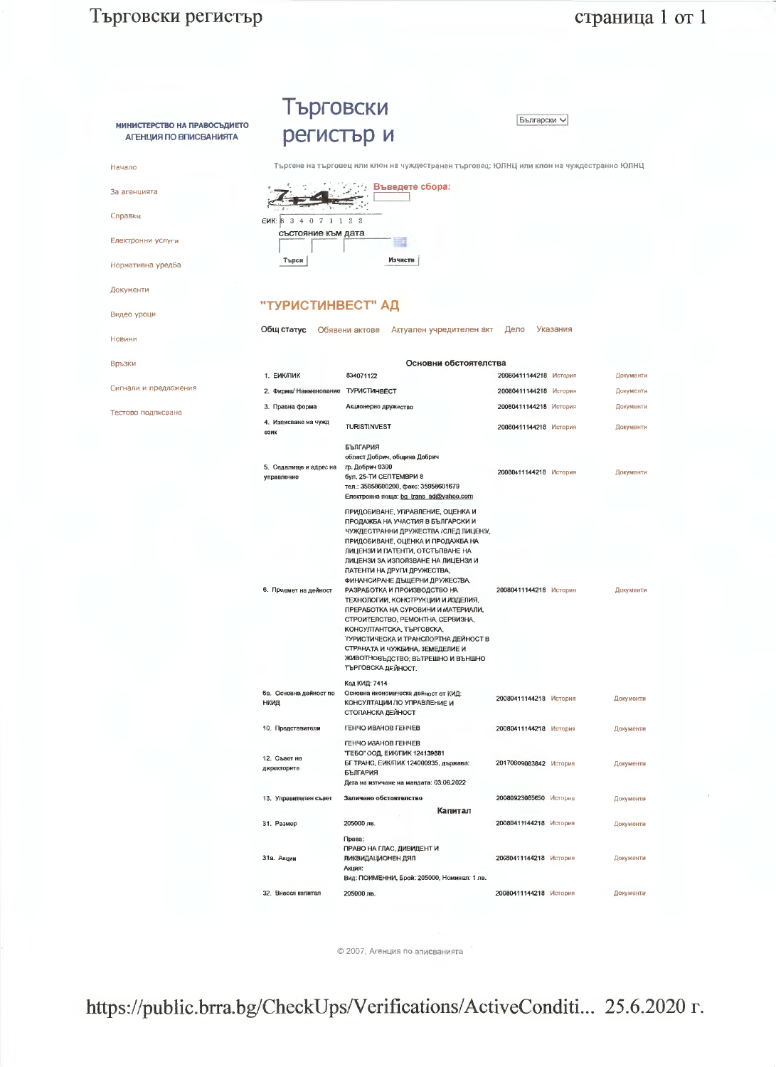МИНИСТЕРСТВО НА ПРАВОСЪДИЕТО
АГЕНЦИЯ ПО ВПИСВАНИЯТА

# Търговски регистър и

Български

- Начало
- За агенцията
- Справки
- Електронни услуги
- Нормативна уредба
- Документи
- Видео уроци
- Новини
- Връзки
- Сигнали и предложения
- Тестово подписване

Търсене на търговец или клон на чуждестранен търговец; ЮЛНЦ или клон на чуждестранно ЮЛНЦ

Въведете сбора:

ЕИК: 834071122

състояние към дата

Търси | Изчисти

## "ТУРИСТИНВЕСТ" АД

Общ статус | Обявени актове | Актуален учредителен акт | Дело | Указания

### Основни обстоятелства

| | | | | |
|---|---|---|---|---|
| 1. ЕИК/ПИК | 834071122 | 20080411144218 | История | Документи |
| 2. Фирма/ Наименование | ТУРИСТИНВЕСТ | 20080411144218 | История | Документи |
| 3. Правна форма | Акционерно дружество | 20080411144218 | История | Документи |
| 4. Изписване на чужд език | TURISTINVEST | 20080411144218 | История | Документи |
| 5. Седалище и адрес на управление | БЪЛГАРИЯ<br>област Добрич, община Добрич<br>гр. Добрич 9300<br>бул. 25-ТИ СЕПТЕМВРИ 8<br>тел.: 35958600200, факс: 35958601679<br>Електронна поща: bg_trans_ad@yahoo.com | 20080411144218 | История | Документи |
| 6. Предмет на дейност | ПРИДОБИВАНЕ, УПРАВЛЕНИЕ, ОЦЕНКА И ПРОДАЖБА НА УЧАСТИЯ В БЪЛГАРСКИ И ЧУЖДЕСТРАННИ ДРУЖЕСТВА /СЛЕД ЛИЦЕНЗ/, ПРИДОБИВАНЕ, ОЦЕНКА И ПРОДАЖБА НА ЛИЦЕНЗИ И ПАТЕНТИ, ОТСТЪПВАНЕ НА ЛИЦЕНЗИ ЗА ИЗПОЛЗВАНЕ НА ЛИЦЕНЗИ И ПАТЕНТИ НА ДРУГИ ДРУЖЕСТВА, ФИНАНСИРАНЕ ДЪЩЕРНИ ДРУЖЕСТВА, РАЗРАБОТКА И ПРОИЗВОДСТВО НА ТЕХНОЛОГИИ, КОНСТРУКЦИИ И ИЗДЕЛИЯ, ПРЕРАБОТКА НА СУРОВИНИ И МАТЕРИАЛИ, СТРОИТЕЛСТВО, РЕМОНТНА, СЕРВИЗНА, КОНСУЛТАНТСКА, ТЪРГОВСКА, ТУРИСТИЧЕСКА И ТРАНСПОРТНА ДЕЙНОСТ В СТРАНАТА И ЧУЖБИНА, ЗЕМЕДЕЛИЕ И ЖИВОТНОВЪДСТВО; ВЪТРЕШНО И ВЪНШНО ТЪРГОВСКА ДЕЙНОСТ. | 20080411144218 | История | Документи |
| 6а. Основна дейност по НКИД | Код КИД: 7414<br>Основна икономическа дейност от КИД:<br>КОНСУЛТАЦИИ ПО УПРАВЛЕНИЕ И СТОПАНСКА ДЕЙНОСТ | 20080411144218 | История | Документи |
| 10. Представители | ГЕНЧО ИВАНОВ ГЕНЧЕВ | 20080411144218 | История | Документи |
| 12. Съвет на директорите | ГЕНЧО ИВАНОВ ГЕНЧЕВ<br>"ГЕБО" ООД, ЕИК/ПИК 124139881<br>БГ ТРАНС, ЕИК/ПИК 124000935, държава: БЪЛГАРИЯ<br>Дата на изтичане на мандата: 03.06.2022 | 20170609083842 | История | Документи |
| 13. Управителен съвет | Заличено обстоятелство | 20080923085650 | История | Документи |

### Капитал

| | | | | |
|---|---|---|---|---|
| 31. Размер | 205000 лв. | 20080411144218 | История | Документи |
| 31а. Акции | Права:<br>ПРАВО НА ГЛАС, ДИВИДЕНТ И ЛИКВИДАЦИОНЕН ДЯЛ<br>Акция:<br>Вид: ПОИМЕННИ, Брой: 205000, Номинал: 1 лв. | 20080411144218 | История | Документи |
| 32. Внесен капитал | 205000 лв. | 20080411144218 | История | Документи |

© 2007, Агенция по вписванията

https://public.brra.bg/CheckUps/Verifications/ActiveConditi... 25.6.2020 г.